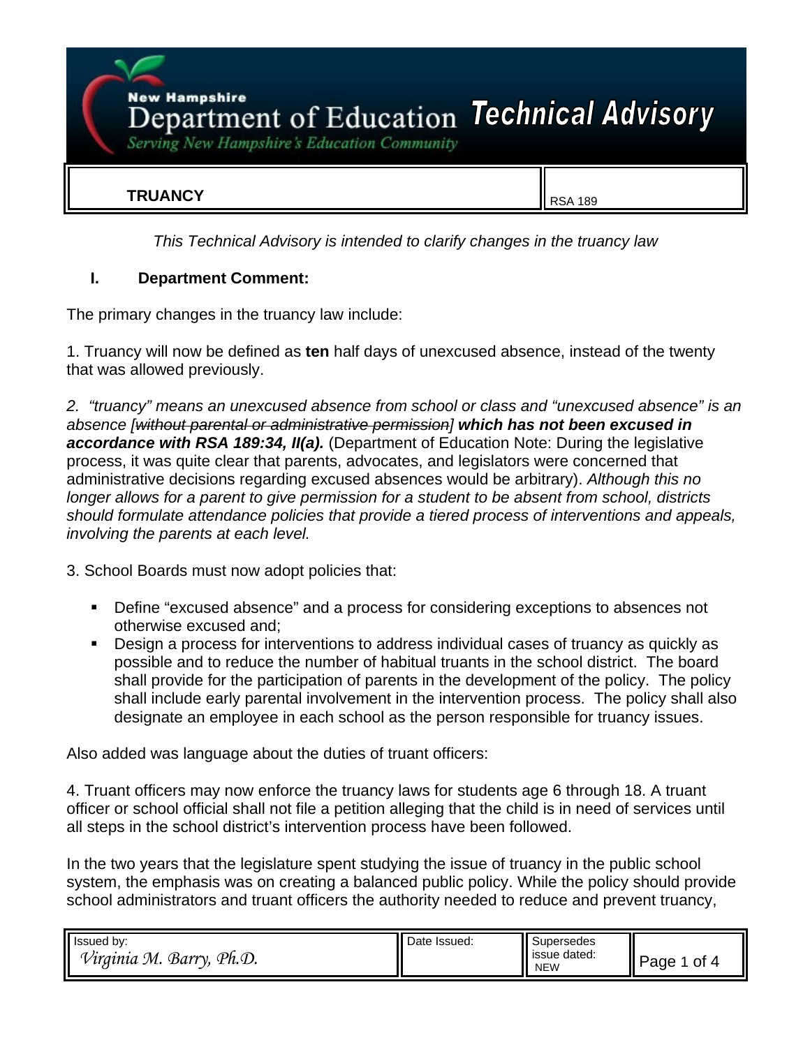# New Hampshire Department of Education Technical Advisory

*Serving New Hampshire's Education Community*

| TRUANCY | RSA 189 |
| --- | --- |

*This Technical Advisory is intended to clarify changes in the truancy law*

## I. Department Comment:

The primary changes in the truancy law include:

1. Truancy will now be defined as **ten** half days of unexcused absence, instead of the twenty that was allowed previously.

*2. "truancy" means an unexcused absence from school or class and "unexcused absence" is an absence [~~without parental or administrative permission~~]* ***which has not been excused in accordance with RSA 189:34, II(a).*** (Department of Education Note: During the legislative process, it was quite clear that parents, advocates, and legislators were concerned that administrative decisions regarding excused absences would be arbitrary). *Although this no longer allows for a parent to give permission for a student to be absent from school, districts should formulate attendance policies that provide a tiered process of interventions and appeals, involving the parents at each level.*

3. School Boards must now adopt policies that:

- Define "excused absence" and a process for considering exceptions to absences not otherwise excused and;
- Design a process for interventions to address individual cases of truancy as quickly as possible and to reduce the number of habitual truants in the school district. The board shall provide for the participation of parents in the development of the policy. The policy shall include early parental involvement in the intervention process. The policy shall also designate an employee in each school as the person responsible for truancy issues.

Also added was language about the duties of truant officers:

4. Truant officers may now enforce the truancy laws for students age 6 through 18. A truant officer or school official shall not file a petition alleging that the child is in need of services until all steps in the school district's intervention process have been followed.

In the two years that the legislature spent studying the issue of truancy in the public school system, the emphasis was on creating a balanced public policy. While the policy should provide school administrators and truant officers the authority needed to reduce and prevent truancy,

| Issued by: *Virginia M. Barry, Ph.D.* | Date Issued: | Supersedes issue dated: NEW |
| --- | --- | --- |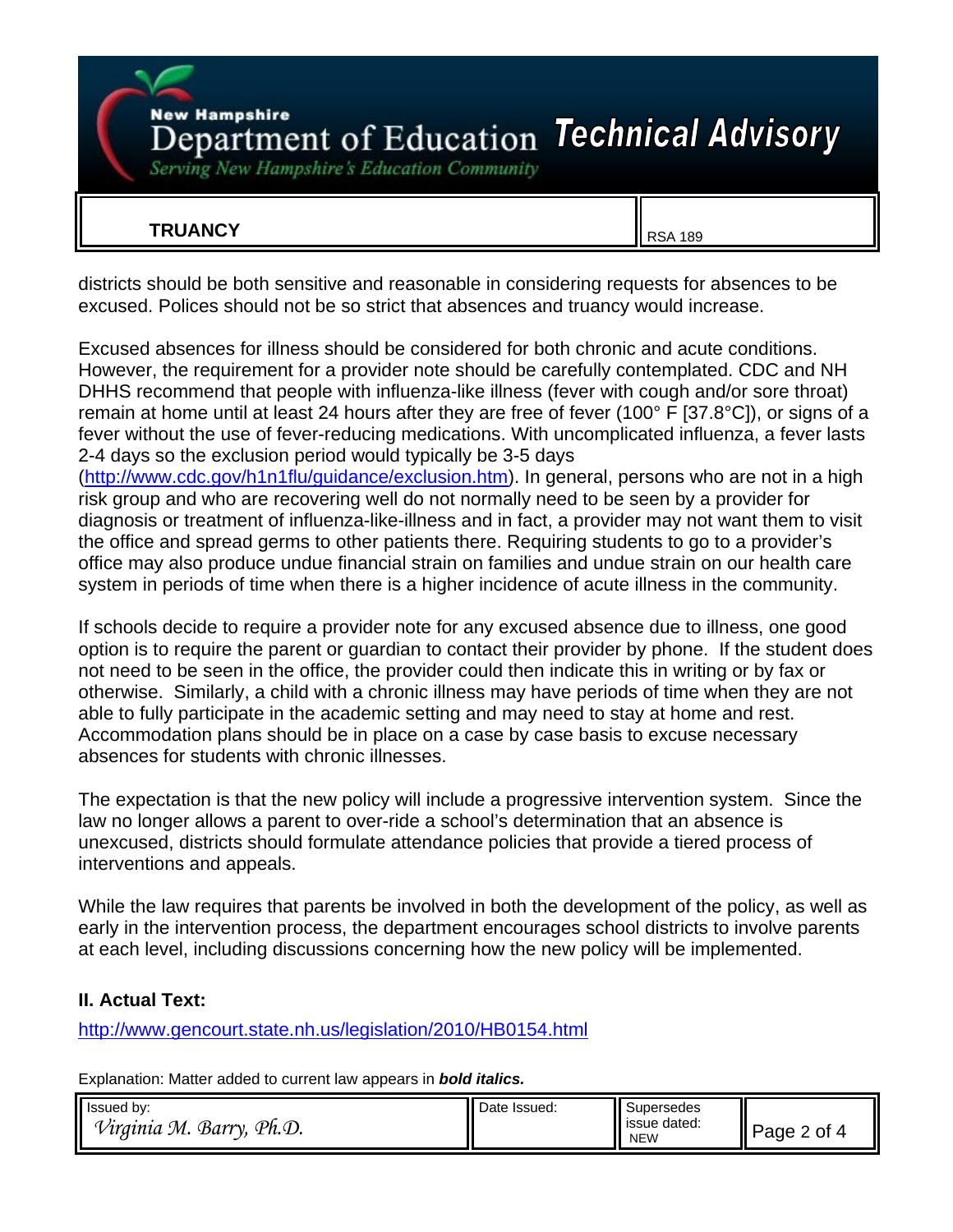districts should be both sensitive and reasonable in considering requests for absences to be excused. Polices should not be so strict that absences and truancy would increase.

Excused absences for illness should be considered for both chronic and acute conditions. However, the requirement for a provider note should be carefully contemplated. CDC and NH DHHS recommend that people with influenza-like illness (fever with cough and/or sore throat) remain at home until at least 24 hours after they are free of fever (100° F [37.8°C]), or signs of a fever without the use of fever-reducing medications. With uncomplicated influenza, a fever lasts 2-4 days so the exclusion period would typically be 3-5 days (http://www.cdc.gov/h1n1flu/guidance/exclusion.htm). In general, persons who are not in a high risk group and who are recovering well do not normally need to be seen by a provider for diagnosis or treatment of influenza-like-illness and in fact, a provider may not want them to visit the office and spread germs to other patients there. Requiring students to go to a provider's office may also produce undue financial strain on families and undue strain on our health care system in periods of time when there is a higher incidence of acute illness in the community.

If schools decide to require a provider note for any excused absence due to illness, one good option is to require the parent or guardian to contact their provider by phone. If the student does not need to be seen in the office, the provider could then indicate this in writing or by fax or otherwise. Similarly, a child with a chronic illness may have periods of time when they are not able to fully participate in the academic setting and may need to stay at home and rest. Accommodation plans should be in place on a case by case basis to excuse necessary absences for students with chronic illnesses.

The expectation is that the new policy will include a progressive intervention system. Since the law no longer allows a parent to over-ride a school's determination that an absence is unexcused, districts should formulate attendance policies that provide a tiered process of interventions and appeals.

While the law requires that parents be involved in both the development of the policy, as well as early in the intervention process, the department encourages school districts to involve parents at each level, including discussions concerning how the new policy will be implemented.

## II. Actual Text:

http://www.gencourt.state.nh.us/legislation/2010/HB0154.html

Explanation: Matter added to current law appears in ***bold italics.***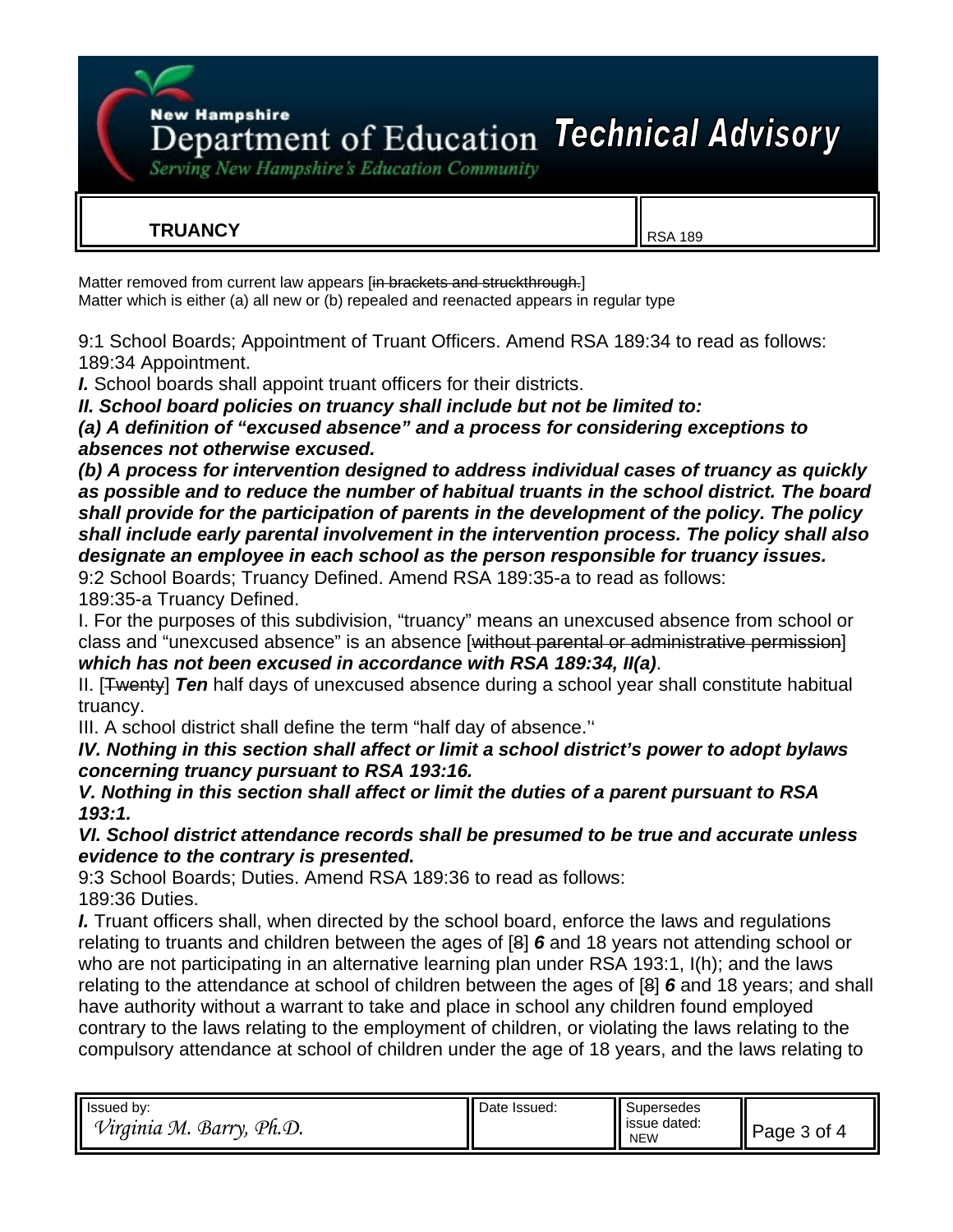**TRUANCY** | RSA 189

Matter removed from current law appears [~~in brackets and struckthrough.~~]
Matter which is either (a) all new or (b) repealed and reenacted appears in regular type

9:1 School Boards; Appointment of Truant Officers. Amend RSA 189:34 to read as follows:
189:34 Appointment.

***I.*** School boards shall appoint truant officers for their districts.

***II. School board policies on truancy shall include but not be limited to:***

***(a) A definition of "excused absence" and a process for considering exceptions to absences not otherwise excused.***

***(b) A process for intervention designed to address individual cases of truancy as quickly as possible and to reduce the number of habitual truants in the school district. The board shall provide for the participation of parents in the development of the policy. The policy shall include early parental involvement in the intervention process. The policy shall also designate an employee in each school as the person responsible for truancy issues.***

9:2 School Boards; Truancy Defined. Amend RSA 189:35-a to read as follows:
189:35-a Truancy Defined.

I. For the purposes of this subdivision, "truancy" means an unexcused absence from school or class and "unexcused absence" is an absence [~~without parental or administrative permission~~] ***which has not been excused in accordance with RSA 189:34, II(a)***.

II. [~~Twenty~~] ***Ten*** half days of unexcused absence during a school year shall constitute habitual truancy.

III. A school district shall define the term "half day of absence."'

***IV. Nothing in this section shall affect or limit a school district's power to adopt bylaws concerning truancy pursuant to RSA 193:16.***

***V. Nothing in this section shall affect or limit the duties of a parent pursuant to RSA 193:1.***

***VI. School district attendance records shall be presumed to be true and accurate unless evidence to the contrary is presented.***

9:3 School Boards; Duties. Amend RSA 189:36 to read as follows:
189:36 Duties.

***I.*** Truant officers shall, when directed by the school board, enforce the laws and regulations relating to truants and children between the ages of [~~8~~] ***6*** and 18 years not attending school or who are not participating in an alternative learning plan under RSA 193:1, I(h); and the laws relating to the attendance at school of children between the ages of [~~8~~] ***6*** and 18 years; and shall have authority without a warrant to take and place in school any children found employed contrary to the laws relating to the employment of children, or violating the laws relating to the compulsory attendance at school of children under the age of 18 years, and the laws relating to

| Issued by: | Date Issued: | Supersedes issue dated: | |
|---|---|---|---|
| *Virginia M. Barry, Ph.D.* | | NEW | |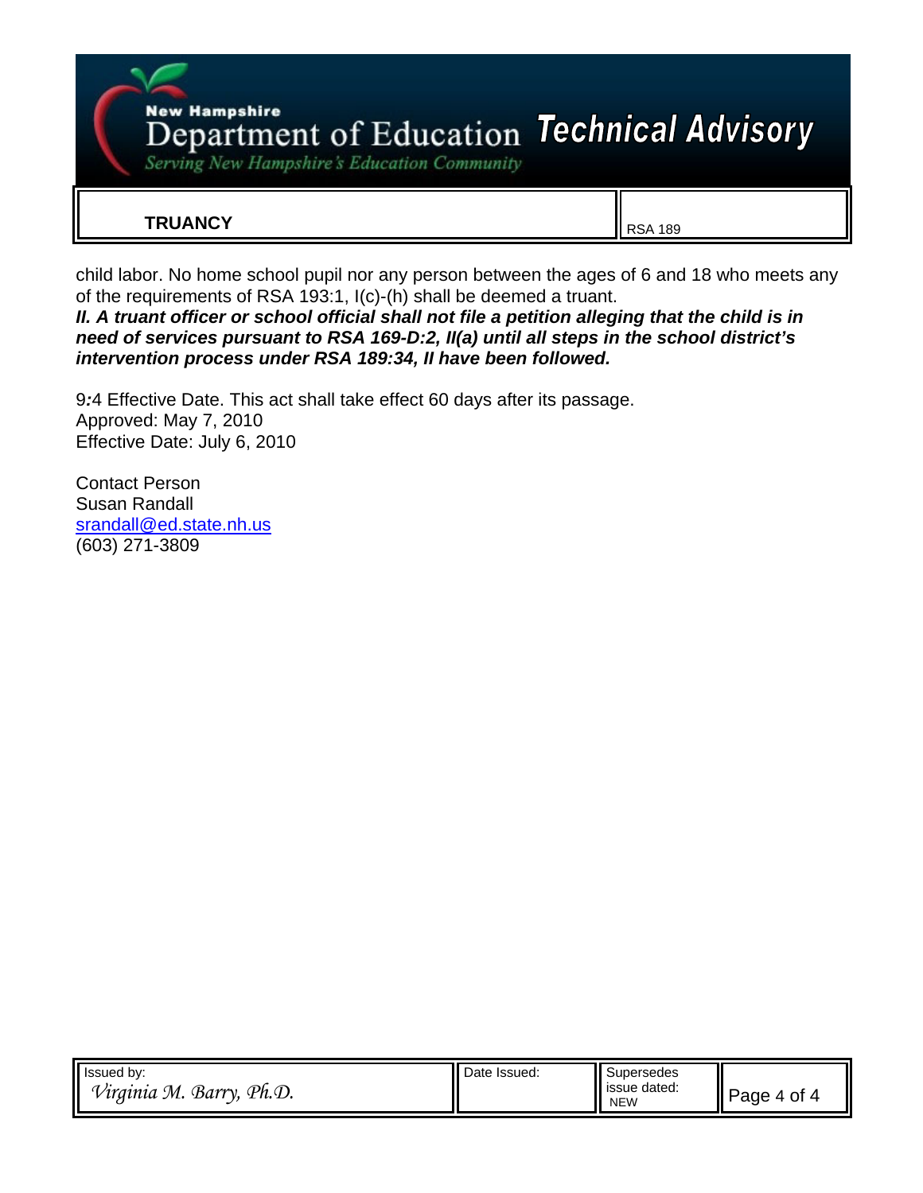child labor. No home school pupil nor any person between the ages of 6 and 18 who meets any of the requirements of RSA 193:1, I(c)-(h) shall be deemed a truant.
***II. A truant officer or school official shall not file a petition alleging that the child is in need of services pursuant to RSA 169-D:2, II(a) until all steps in the school district's intervention process under RSA 189:34, II have been followed.***

9*:*4 Effective Date. This act shall take effect 60 days after its passage.
Approved: May 7, 2010
Effective Date: July 6, 2010

Contact Person
Susan Randall
srandall@ed.state.nh.us
(603) 271-3809